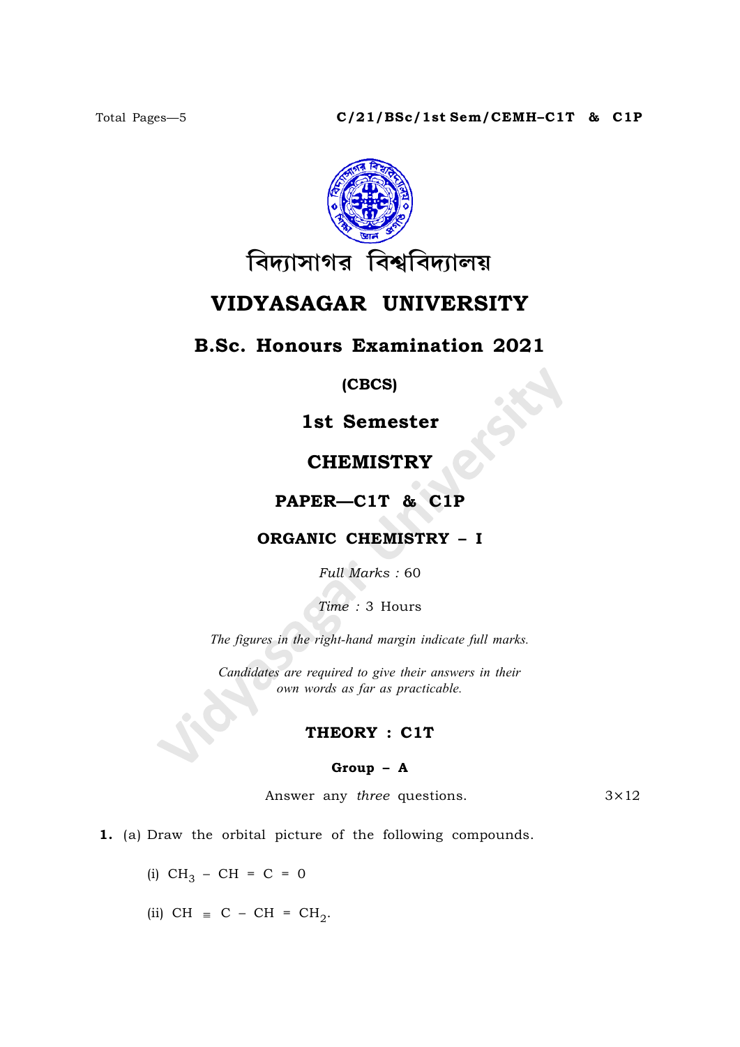বিদ্যাসাগর বিশ্ববিদ্যালয়

# VIDYASAGAR UNIVERSITY

## B.Sc. Honours Examination 2021

**(CBCS)**

**1st Semester**

**CHEMISTRY**

**PAPER—C1T & C1P**

**ORGANIC CHEMISTRY – I**

*Full Marks* : 60

*Time* : 3 Hours

*The figures in the right-hand margin indicate full marks.*

*Candidates are required to give their answers in their own words as far as practicable.*

### THEORY : C1T

#### Group – A

Answer any *three* questions. 3×12

**1.** (a) Draw the orbital picture of the following compounds.

(i) $CH_3 - CH = C = 0$

(ii) $CH \equiv C - CH = CH_2$.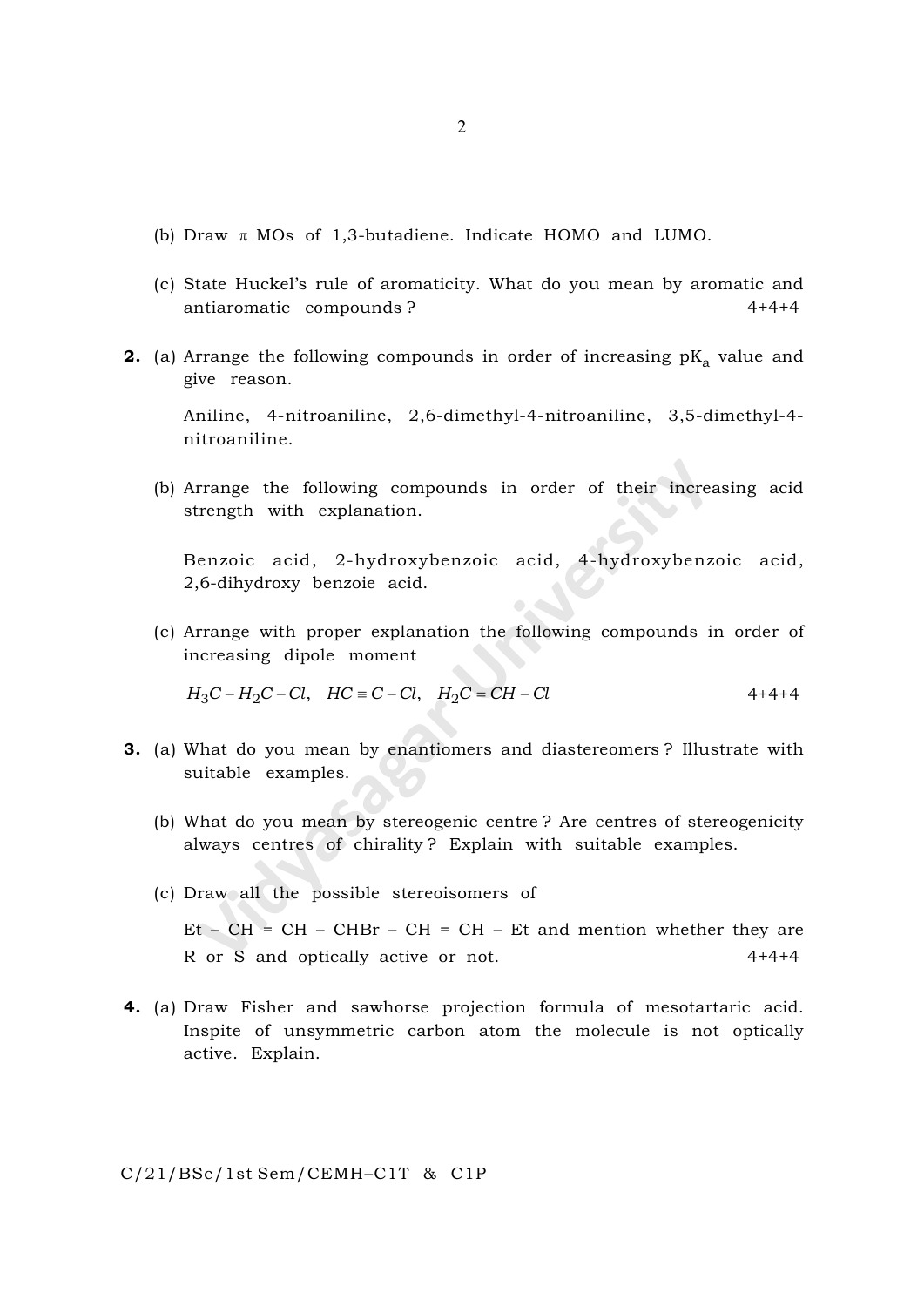(b) Draw $\pi$ MOs of 1,3-butadiene. Indicate HOMO and LUMO.

(c) State Huckel's rule of aromaticity. What do you mean by aromatic and antiaromatic compounds? 4+4+4

**2.** (a) Arrange the following compounds in order of increasing $pK_a$ value and give reason.

Aniline, 4-nitroaniline, 2,6-dimethyl-4-nitroaniline, 3,5-dimethyl-4-nitroaniline.

(b) Arrange the following compounds in order of their increasing acid strength with explanation.

Benzoic acid, 2-hydroxybenzoic acid, 4-hydroxybenzoic acid, 2,6-dihydroxy benzoie acid.

(c) Arrange with proper explanation the following compounds in order of increasing dipole moment

$H_3C-H_2C-Cl$, $HC \equiv C-Cl$, $H_2C=CH-Cl$ 4+4+4

**3.** (a) What do you mean by enantiomers and diastereomers? Illustrate with suitable examples.

(b) What do you mean by stereogenic centre? Are centres of stereogenicity always centres of chirality? Explain with suitable examples.

(c) Draw all the possible stereoisomers of

Et – CH = CH – CHBr – CH = CH – Et and mention whether they are R or S and optically active or not. 4+4+4

**4.** (a) Draw Fisher and sawhorse projection formula of mesotartaric acid. Inspite of unsymmetric carbon atom the molecule is not optically active. Explain.

C/21/BSc/1st Sem/CEMH–C1T & C1P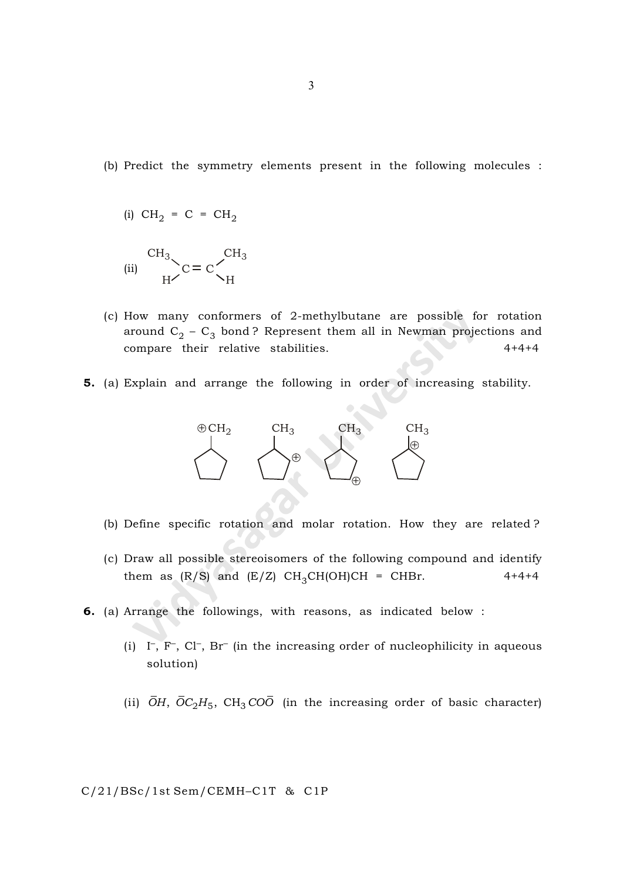(b) Predict the symmetry elements present in the following molecules :

(i) $CH_2 = C = CH_2$

(ii) $CH_3(H)C = C(H)CH_3$ (CH₃ and H on the left carbon; CH₃ and H on the right carbon, with the two CH₃ groups drawn on the same side)

(c) How many conformers of 2-methylbutane are possible for rotation around $C_2 - C_3$ bond ? Represent them all in Newman projections and compare their relative stabilities. 4+4+4

**5.** (a) Explain and arrange the following in order of increasing stability.

(Four cyclopentyl carbocations, drawn in order: a cyclopentane ring bearing a $\overset{\oplus}{C}H_2$ group; methylcyclopentane with the positive charge on the ring carbon adjacent to the $CH_3$-bearing carbon; methylcyclopentane with the positive charge on a ring carbon two positions away from the $CH_3$-bearing carbon; methylcyclopentane with the positive charge on the ring carbon bearing the $CH_3$ group.)

(b) Define specific rotation and molar rotation. How they are related ?

(c) Draw all possible stereoisomers of the following compound and identify them as (R/S) and (E/Z) $CH_3CH(OH)CH = CHBr$. 4+4+4

**6.** (a) Arrange the followings, with reasons, as indicated below :

(i) $I^-$, $F^-$, $Cl^-$, $Br^-$ (in the increasing order of nucleophilicity in aqueous solution)

(ii) $\bar{O}H$, $\bar{O}C_2H_5$, $CH_3CO\bar{O}$ (in the increasing order of basic character)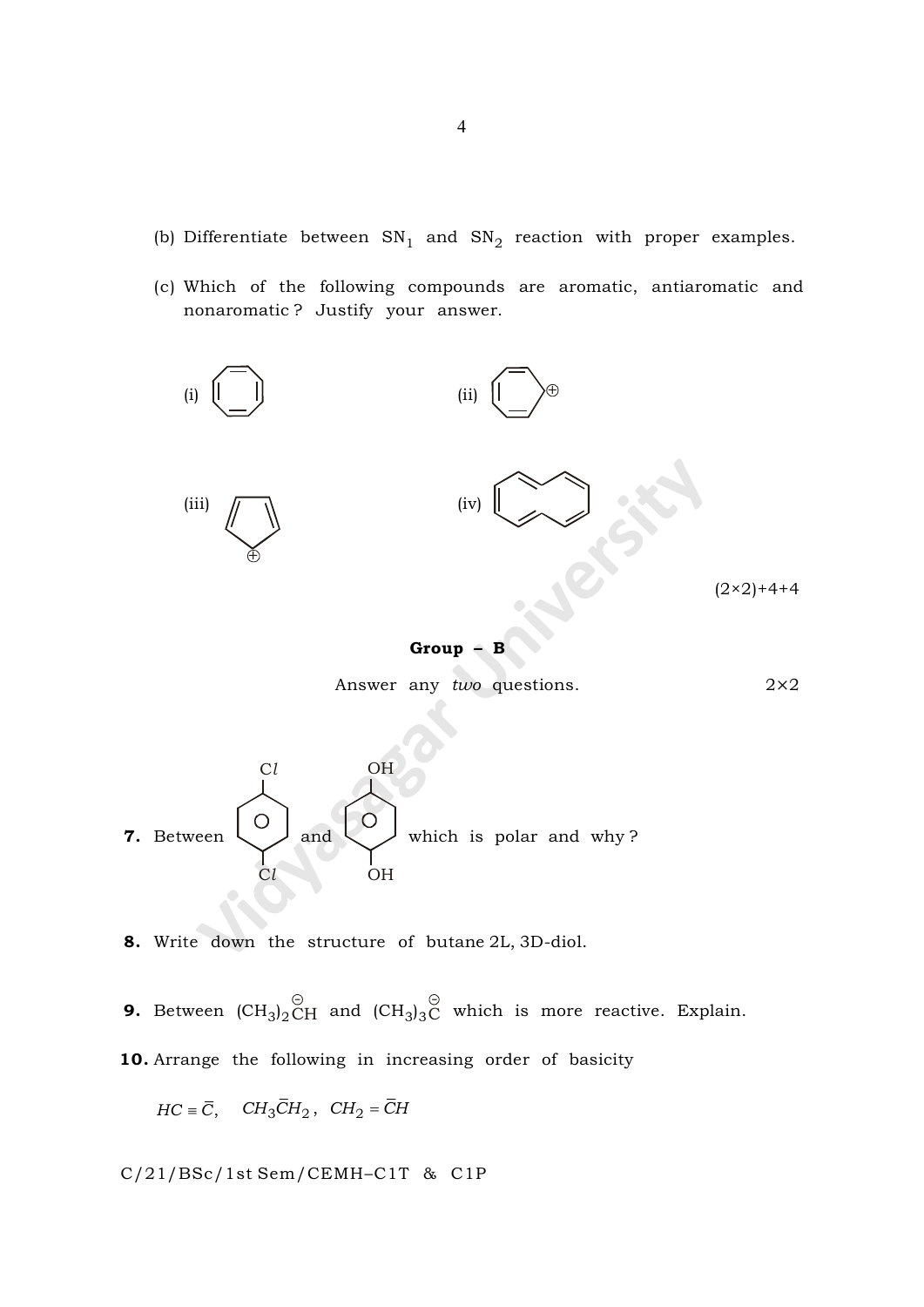(b) Differentiate between $SN_1$ and $SN_2$ reaction with proper examples.

(c) Which of the following compounds are aromatic, antiaromatic and nonaromatic ? Justify your answer.

(i) (ii) $\oplus$

(iii) $\oplus$ (iv)

(2×2)+4+4

## Group – B

Answer any *two* questions. 2×2

**7.** Between $Cl$–$C_6H_4$–$Cl$ and $OH$–$C_6H_4$–$OH$ which is polar and why ?

**8.** Write down the structure of butane 2L, 3D-diol.

**9.** Between $(CH_3)_2\overset{\ominus}{C}H$ and $(CH_3)_3\overset{\ominus}{C}$ which is more reactive. Explain.

**10.** Arrange the following in increasing order of basicity

$HC \equiv \bar{C}$, $CH_3\bar{C}H_2$, $CH_2 = \bar{C}H$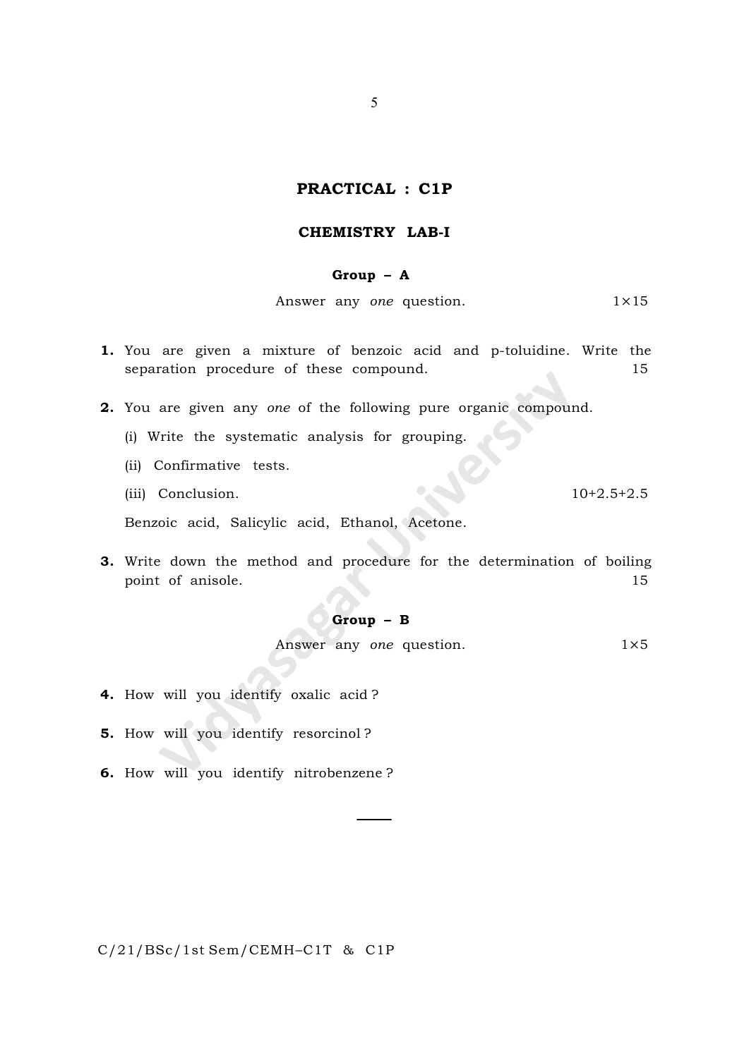## PRACTICAL : C1P

## CHEMISTRY LAB-I

### Group – A

Answer any *one* question. 1×15

**1.** You are given a mixture of benzoic acid and p-toluidine. Write the separation procedure of these compound. 15

**2.** You are given any *one* of the following pure organic compound.

(i) Write the systematic analysis for grouping.

(ii) Confirmative tests.

(iii) Conclusion. 10+2.5+2.5

Benzoic acid, Salicylic acid, Ethanol, Acetone.

**3.** Write down the method and procedure for the determination of boiling point of anisole. 15

### Group – B

Answer any *one* question. 1×5

**4.** How will you identify oxalic acid ?

**5.** How will you identify resorcinol ?

**6.** How will you identify nitrobenzene ?